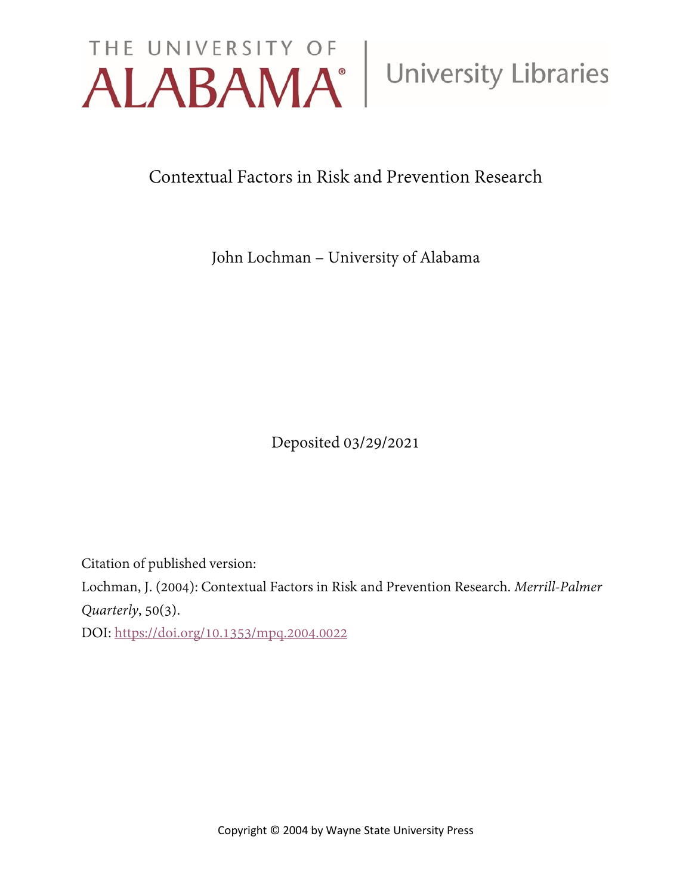THE UNIVERSITY OF ALABAMA | University Libraries

# Contextual Factors in Risk and Prevention Research

John Lochman – University of Alabama

Deposited 03/29/2021

Citation of published version:

Lochman, J. (2004): Contextual Factors in Risk and Prevention Research. *Merrill-Palmer Quarterly*, 50(3).

DOI: https://doi.org/10.1353/mpq.2004.0022

Copyright © 2004 by Wayne State University Press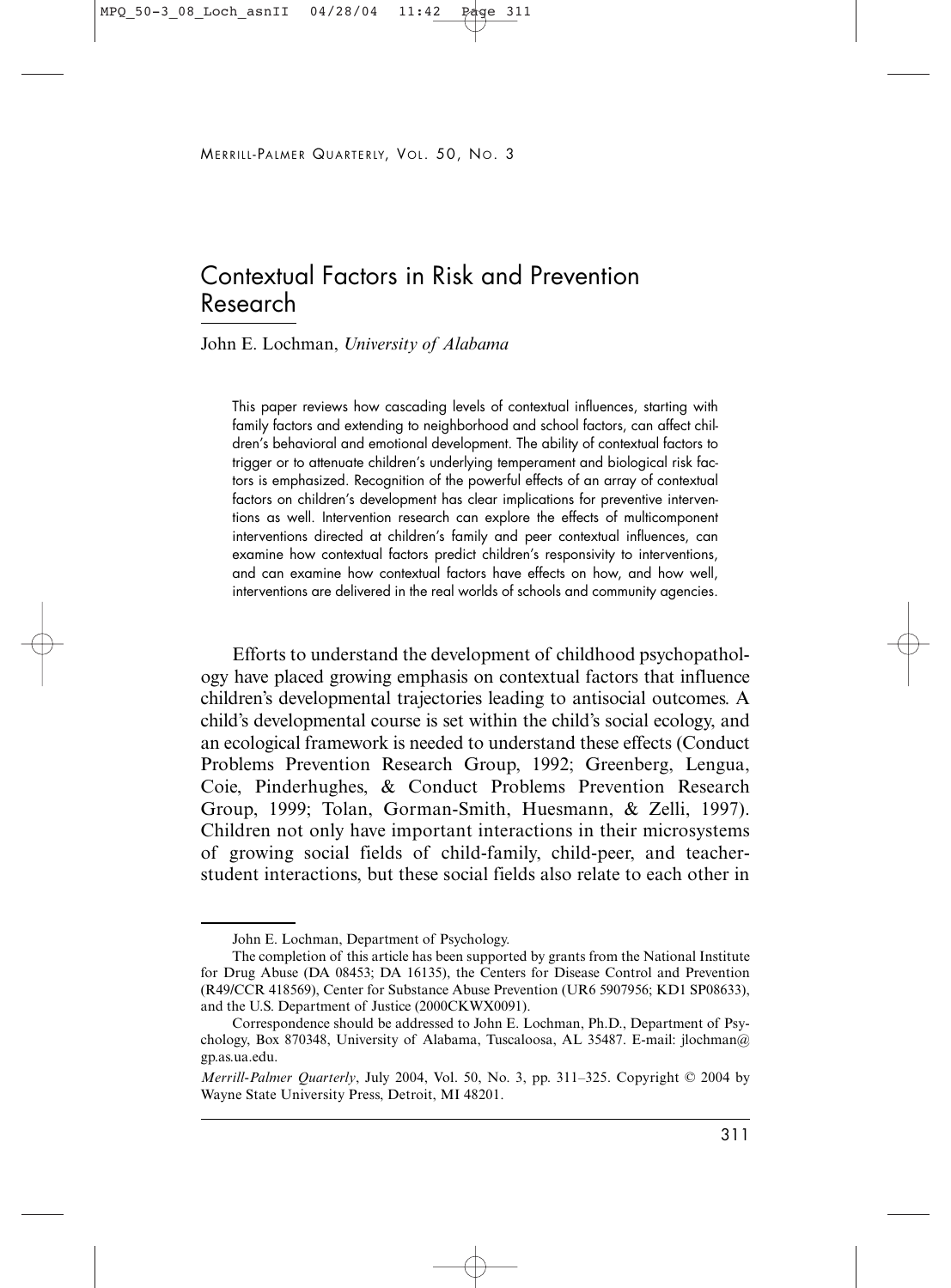# Contextual Factors in Risk and Prevention Research

John E. Lochman, *University of Alabama*

> This paper reviews how cascading levels of contextual influences, starting with family factors and extending to neighborhood and school factors, can affect children's behavioral and emotional development. The ability of contextual factors to trigger or to attenuate children's underlying temperament and biological risk factors is emphasized. Recognition of the powerful effects of an array of contextual factors on children's development has clear implications for preventive interventions as well. Intervention research can explore the effects of multicomponent interventions directed at children's family and peer contextual influences, can examine how contextual factors predict children's responsivity to interventions, and can examine how contextual factors have effects on how, and how well, interventions are delivered in the real worlds of schools and community agencies.

Efforts to understand the development of childhood psychopathology have placed growing emphasis on contextual factors that influence children's developmental trajectories leading to antisocial outcomes. A child's developmental course is set within the child's social ecology, and an ecological framework is needed to understand these effects (Conduct Problems Prevention Research Group, 1992; Greenberg, Lengua, Coie, Pinderhughes, & Conduct Problems Prevention Research Group, 1999; Tolan, Gorman-Smith, Huesmann, & Zelli, 1997). Children not only have important interactions in their microsystems of growing social fields of child-family, child-peer, and teacher-student interactions, but these social fields also relate to each other in

---

John E. Lochman, Department of Psychology.

The completion of this article has been supported by grants from the National Institute for Drug Abuse (DA 08453; DA 16135), the Centers for Disease Control and Prevention (R49/CCR 418569), Center for Substance Abuse Prevention (UR6 5907956; KD1 SP08633), and the U.S. Department of Justice (2000CKWX0091).

Correspondence should be addressed to John E. Lochman, Ph.D., Department of Psychology, Box 870348, University of Alabama, Tuscaloosa, AL 35487. E-mail: jlochman@gp.as.ua.edu.

*Merrill-Palmer Quarterly*, July 2004, Vol. 50, No. 3, pp. 311–325. Copyright © 2004 by Wayne State University Press, Detroit, MI 48201.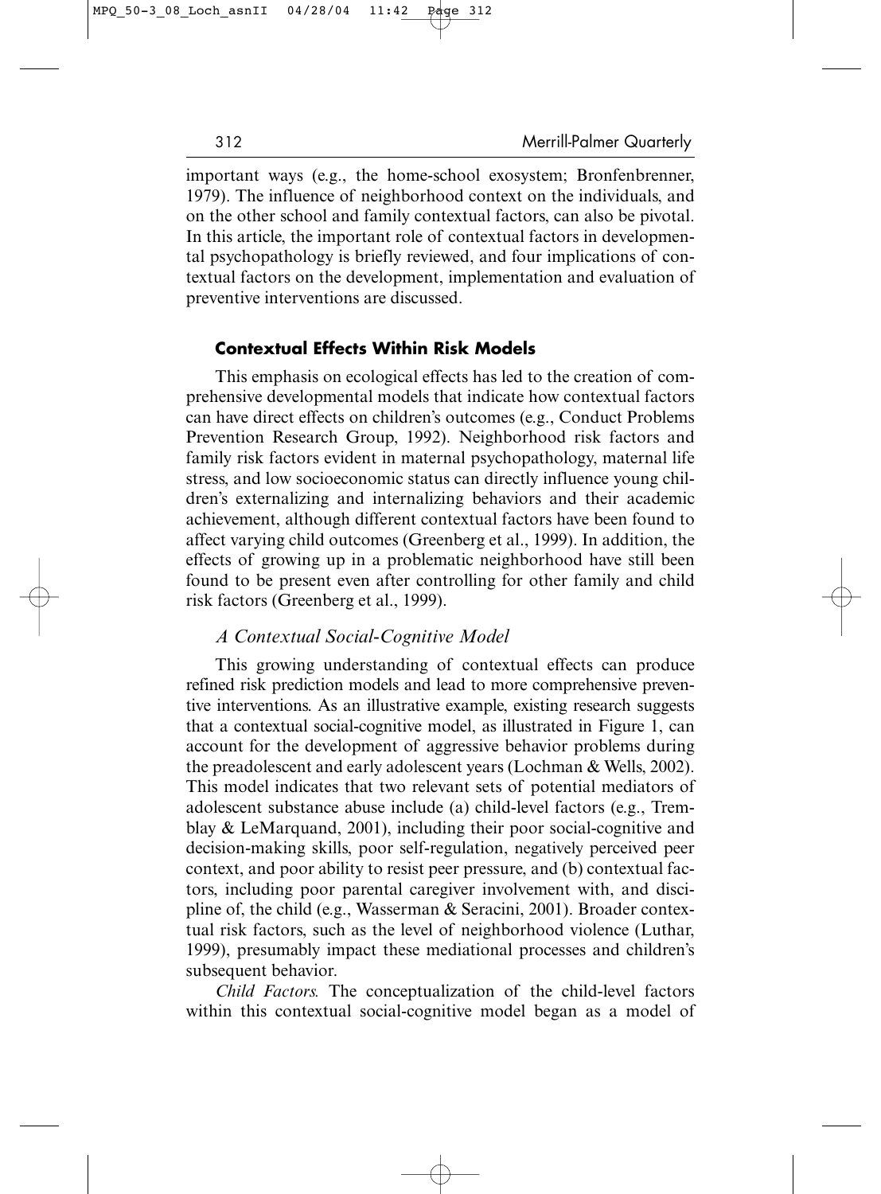important ways (e.g., the home-school exosystem; Bronfenbrenner, 1979). The influence of neighborhood context on the individuals, and on the other school and family contextual factors, can also be pivotal. In this article, the important role of contextual factors in developmental psychopathology is briefly reviewed, and four implications of contextual factors on the development, implementation and evaluation of preventive interventions are discussed.

## Contextual Effects Within Risk Models

This emphasis on ecological effects has led to the creation of comprehensive developmental models that indicate how contextual factors can have direct effects on children's outcomes (e.g., Conduct Problems Prevention Research Group, 1992). Neighborhood risk factors and family risk factors evident in maternal psychopathology, maternal life stress, and low socioeconomic status can directly influence young children's externalizing and internalizing behaviors and their academic achievement, although different contextual factors have been found to affect varying child outcomes (Greenberg et al., 1999). In addition, the effects of growing up in a problematic neighborhood have still been found to be present even after controlling for other family and child risk factors (Greenberg et al., 1999).

### *A Contextual Social-Cognitive Model*

This growing understanding of contextual effects can produce refined risk prediction models and lead to more comprehensive preventive interventions. As an illustrative example, existing research suggests that a contextual social-cognitive model, as illustrated in Figure 1, can account for the development of aggressive behavior problems during the preadolescent and early adolescent years (Lochman & Wells, 2002). This model indicates that two relevant sets of potential mediators of adolescent substance abuse include (a) child-level factors (e.g., Tremblay & LeMarquand, 2001), including their poor social-cognitive and decision-making skills, poor self-regulation, negatively perceived peer context, and poor ability to resist peer pressure, and (b) contextual factors, including poor parental caregiver involvement with, and discipline of, the child (e.g., Wasserman & Seracini, 2001). Broader contextual risk factors, such as the level of neighborhood violence (Luthar, 1999), presumably impact these mediational processes and children's subsequent behavior.

*Child Factors.* The conceptualization of the child-level factors within this contextual social-cognitive model began as a model of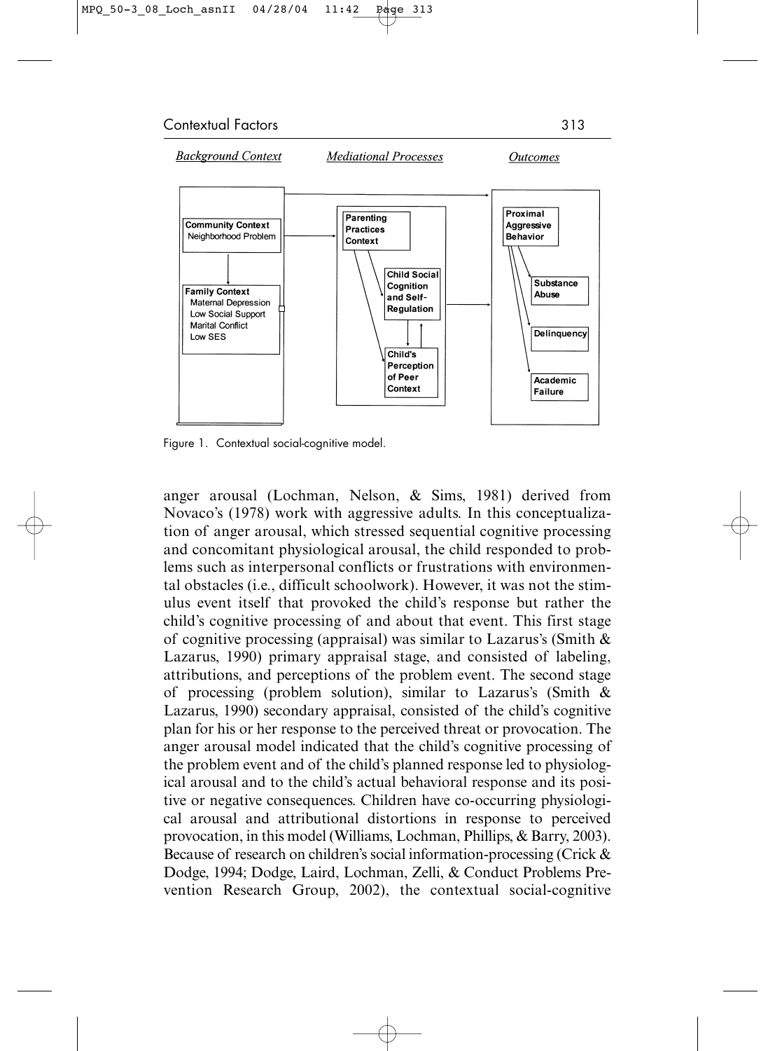Figure 1. Contextual social-cognitive model.

anger arousal (Lochman, Nelson, & Sims, 1981) derived from Novaco's (1978) work with aggressive adults. In this conceptualization of anger arousal, which stressed sequential cognitive processing and concomitant physiological arousal, the child responded to problems such as interpersonal conflicts or frustrations with environmental obstacles (i.e., difficult schoolwork). However, it was not the stimulus event itself that provoked the child's response but rather the child's cognitive processing of and about that event. This first stage of cognitive processing (appraisal) was similar to Lazarus's (Smith & Lazarus, 1990) primary appraisal stage, and consisted of labeling, attributions, and perceptions of the problem event. The second stage of processing (problem solution), similar to Lazarus's (Smith & Lazarus, 1990) secondary appraisal, consisted of the child's cognitive plan for his or her response to the perceived threat or provocation. The anger arousal model indicated that the child's cognitive processing of the problem event and of the child's planned response led to physiological arousal and to the child's actual behavioral response and its positive or negative consequences. Children have co-occurring physiological arousal and attributional distortions in response to perceived provocation, in this model (Williams, Lochman, Phillips, & Barry, 2003). Because of research on children's social information-processing (Crick & Dodge, 1994; Dodge, Laird, Lochman, Zelli, & Conduct Problems Prevention Research Group, 2002), the contextual social-cognitive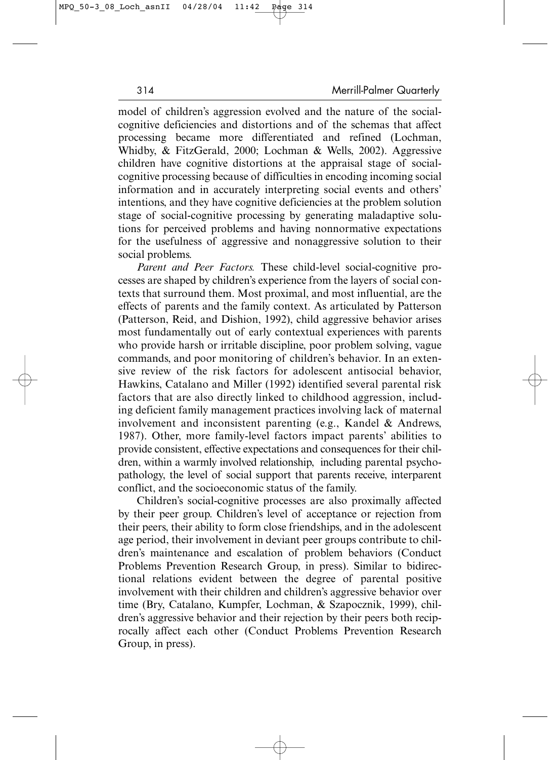model of children's aggression evolved and the nature of the social-cognitive deficiencies and distortions and of the schemas that affect processing became more differentiated and refined (Lochman, Whidby, & FitzGerald, 2000; Lochman & Wells, 2002). Aggressive children have cognitive distortions at the appraisal stage of social-cognitive processing because of difficulties in encoding incoming social information and in accurately interpreting social events and others' intentions, and they have cognitive deficiencies at the problem solution stage of social-cognitive processing by generating maladaptive solutions for perceived problems and having nonnormative expectations for the usefulness of aggressive and nonaggressive solution to their social problems.

*Parent and Peer Factors.* These child-level social-cognitive processes are shaped by children's experience from the layers of social contexts that surround them. Most proximal, and most influential, are the effects of parents and the family context. As articulated by Patterson (Patterson, Reid, and Dishion, 1992), child aggressive behavior arises most fundamentally out of early contextual experiences with parents who provide harsh or irritable discipline, poor problem solving, vague commands, and poor monitoring of children's behavior. In an extensive review of the risk factors for adolescent antisocial behavior, Hawkins, Catalano and Miller (1992) identified several parental risk factors that are also directly linked to childhood aggression, including deficient family management practices involving lack of maternal involvement and inconsistent parenting (e.g., Kandel & Andrews, 1987). Other, more family-level factors impact parents' abilities to provide consistent, effective expectations and consequences for their children, within a warmly involved relationship, including parental psychopathology, the level of social support that parents receive, interparent conflict, and the socioeconomic status of the family.

Children's social-cognitive processes are also proximally affected by their peer group. Children's level of acceptance or rejection from their peers, their ability to form close friendships, and in the adolescent age period, their involvement in deviant peer groups contribute to children's maintenance and escalation of problem behaviors (Conduct Problems Prevention Research Group, in press). Similar to bidirectional relations evident between the degree of parental positive involvement with their children and children's aggressive behavior over time (Bry, Catalano, Kumpfer, Lochman, & Szapocznik, 1999), children's aggressive behavior and their rejection by their peers both reciprocally affect each other (Conduct Problems Prevention Research Group, in press).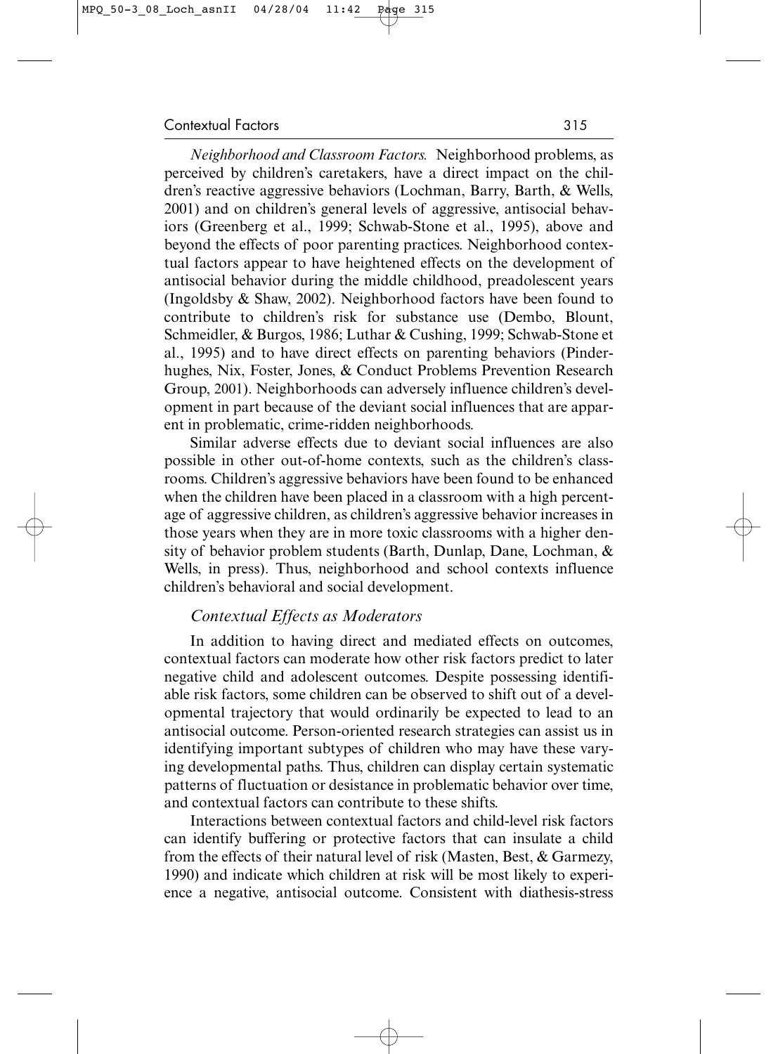*Neighborhood and Classroom Factors.* Neighborhood problems, as perceived by children's caretakers, have a direct impact on the children's reactive aggressive behaviors (Lochman, Barry, Barth, & Wells, 2001) and on children's general levels of aggressive, antisocial behaviors (Greenberg et al., 1999; Schwab-Stone et al., 1995), above and beyond the effects of poor parenting practices. Neighborhood contextual factors appear to have heightened effects on the development of antisocial behavior during the middle childhood, preadolescent years (Ingoldsby & Shaw, 2002). Neighborhood factors have been found to contribute to children's risk for substance use (Dembo, Blount, Schmeidler, & Burgos, 1986; Luthar & Cushing, 1999; Schwab-Stone et al., 1995) and to have direct effects on parenting behaviors (Pinderhughes, Nix, Foster, Jones, & Conduct Problems Prevention Research Group, 2001). Neighborhoods can adversely influence children's development in part because of the deviant social influences that are apparent in problematic, crime-ridden neighborhoods.

Similar adverse effects due to deviant social influences are also possible in other out-of-home contexts, such as the children's classrooms. Children's aggressive behaviors have been found to be enhanced when the children have been placed in a classroom with a high percentage of aggressive children, as children's aggressive behavior increases in those years when they are in more toxic classrooms with a higher density of behavior problem students (Barth, Dunlap, Dane, Lochman, & Wells, in press). Thus, neighborhood and school contexts influence children's behavioral and social development.

### *Contextual Effects as Moderators*

In addition to having direct and mediated effects on outcomes, contextual factors can moderate how other risk factors predict to later negative child and adolescent outcomes. Despite possessing identifiable risk factors, some children can be observed to shift out of a developmental trajectory that would ordinarily be expected to lead to an antisocial outcome. Person-oriented research strategies can assist us in identifying important subtypes of children who may have these varying developmental paths. Thus, children can display certain systematic patterns of fluctuation or desistance in problematic behavior over time, and contextual factors can contribute to these shifts.

Interactions between contextual factors and child-level risk factors can identify buffering or protective factors that can insulate a child from the effects of their natural level of risk (Masten, Best, & Garmezy, 1990) and indicate which children at risk will be most likely to experience a negative, antisocial outcome. Consistent with diathesis-stress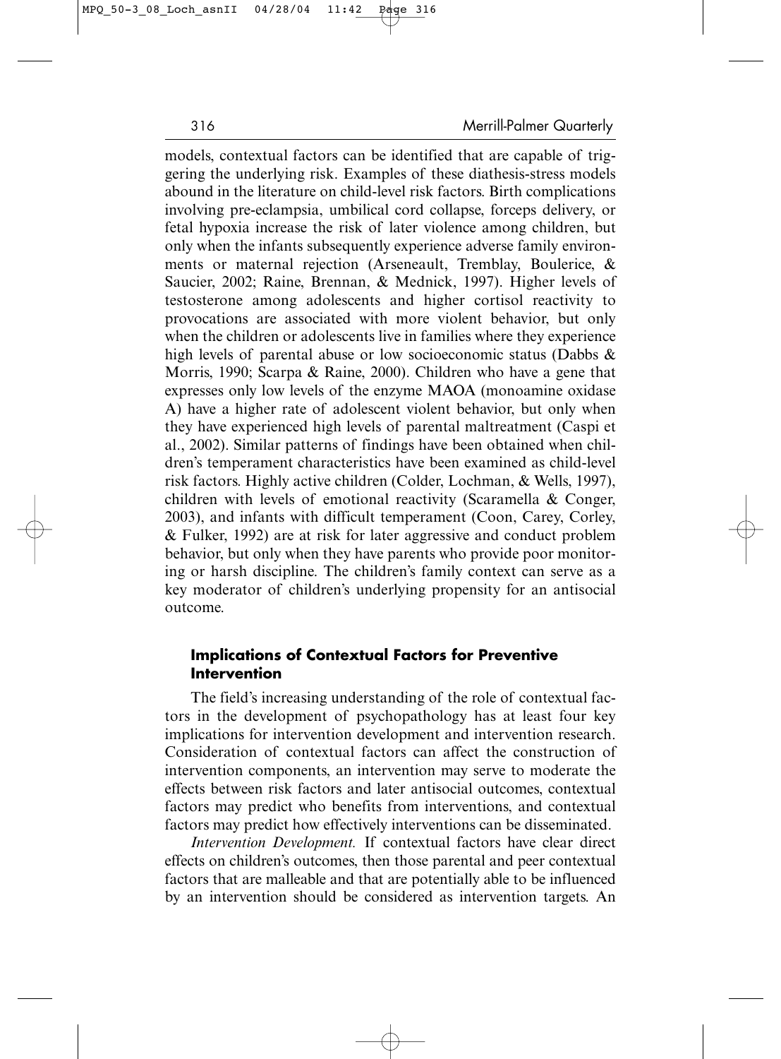models, contextual factors can be identified that are capable of triggering the underlying risk. Examples of these diathesis-stress models abound in the literature on child-level risk factors. Birth complications involving pre-eclampsia, umbilical cord collapse, forceps delivery, or fetal hypoxia increase the risk of later violence among children, but only when the infants subsequently experience adverse family environments or maternal rejection (Arseneault, Tremblay, Boulerice, & Saucier, 2002; Raine, Brennan, & Mednick, 1997). Higher levels of testosterone among adolescents and higher cortisol reactivity to provocations are associated with more violent behavior, but only when the children or adolescents live in families where they experience high levels of parental abuse or low socioeconomic status (Dabbs & Morris, 1990; Scarpa & Raine, 2000). Children who have a gene that expresses only low levels of the enzyme MAOA (monoamine oxidase A) have a higher rate of adolescent violent behavior, but only when they have experienced high levels of parental maltreatment (Caspi et al., 2002). Similar patterns of findings have been obtained when children's temperament characteristics have been examined as child-level risk factors. Highly active children (Colder, Lochman, & Wells, 1997), children with levels of emotional reactivity (Scaramella & Conger, 2003), and infants with difficult temperament (Coon, Carey, Corley, & Fulker, 1992) are at risk for later aggressive and conduct problem behavior, but only when they have parents who provide poor monitoring or harsh discipline. The children's family context can serve as a key moderator of children's underlying propensity for an antisocial outcome.

### Implications of Contextual Factors for Preventive Intervention

The field's increasing understanding of the role of contextual factors in the development of psychopathology has at least four key implications for intervention development and intervention research. Consideration of contextual factors can affect the construction of intervention components, an intervention may serve to moderate the effects between risk factors and later antisocial outcomes, contextual factors may predict who benefits from interventions, and contextual factors may predict how effectively interventions can be disseminated.

*Intervention Development.* If contextual factors have clear direct effects on children's outcomes, then those parental and peer contextual factors that are malleable and that are potentially able to be influenced by an intervention should be considered as intervention targets. An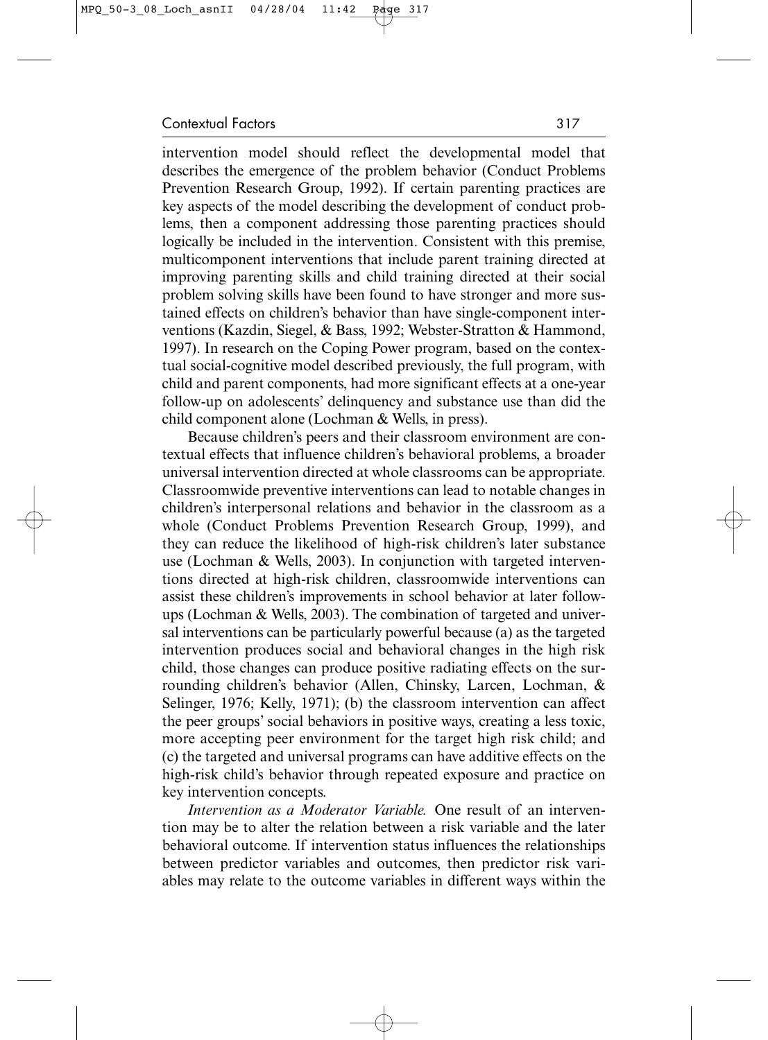intervention model should reflect the developmental model that describes the emergence of the problem behavior (Conduct Problems Prevention Research Group, 1992). If certain parenting practices are key aspects of the model describing the development of conduct problems, then a component addressing those parenting practices should logically be included in the intervention. Consistent with this premise, multicomponent interventions that include parent training directed at improving parenting skills and child training directed at their social problem solving skills have been found to have stronger and more sustained effects on children's behavior than have single-component interventions (Kazdin, Siegel, & Bass, 1992; Webster-Stratton & Hammond, 1997). In research on the Coping Power program, based on the contextual social-cognitive model described previously, the full program, with child and parent components, had more significant effects at a one-year follow-up on adolescents' delinquency and substance use than did the child component alone (Lochman & Wells, in press).

Because children's peers and their classroom environment are contextual effects that influence children's behavioral problems, a broader universal intervention directed at whole classrooms can be appropriate. Classroomwide preventive interventions can lead to notable changes in children's interpersonal relations and behavior in the classroom as a whole (Conduct Problems Prevention Research Group, 1999), and they can reduce the likelihood of high-risk children's later substance use (Lochman & Wells, 2003). In conjunction with targeted interventions directed at high-risk children, classroomwide interventions can assist these children's improvements in school behavior at later follow-ups (Lochman & Wells, 2003). The combination of targeted and universal interventions can be particularly powerful because (a) as the targeted intervention produces social and behavioral changes in the high risk child, those changes can produce positive radiating effects on the surrounding children's behavior (Allen, Chinsky, Larcen, Lochman, & Selinger, 1976; Kelly, 1971); (b) the classroom intervention can affect the peer groups' social behaviors in positive ways, creating a less toxic, more accepting peer environment for the target high risk child; and (c) the targeted and universal programs can have additive effects on the high-risk child's behavior through repeated exposure and practice on key intervention concepts.

*Intervention as a Moderator Variable.* One result of an intervention may be to alter the relation between a risk variable and the later behavioral outcome. If intervention status influences the relationships between predictor variables and outcomes, then predictor risk variables may relate to the outcome variables in different ways within the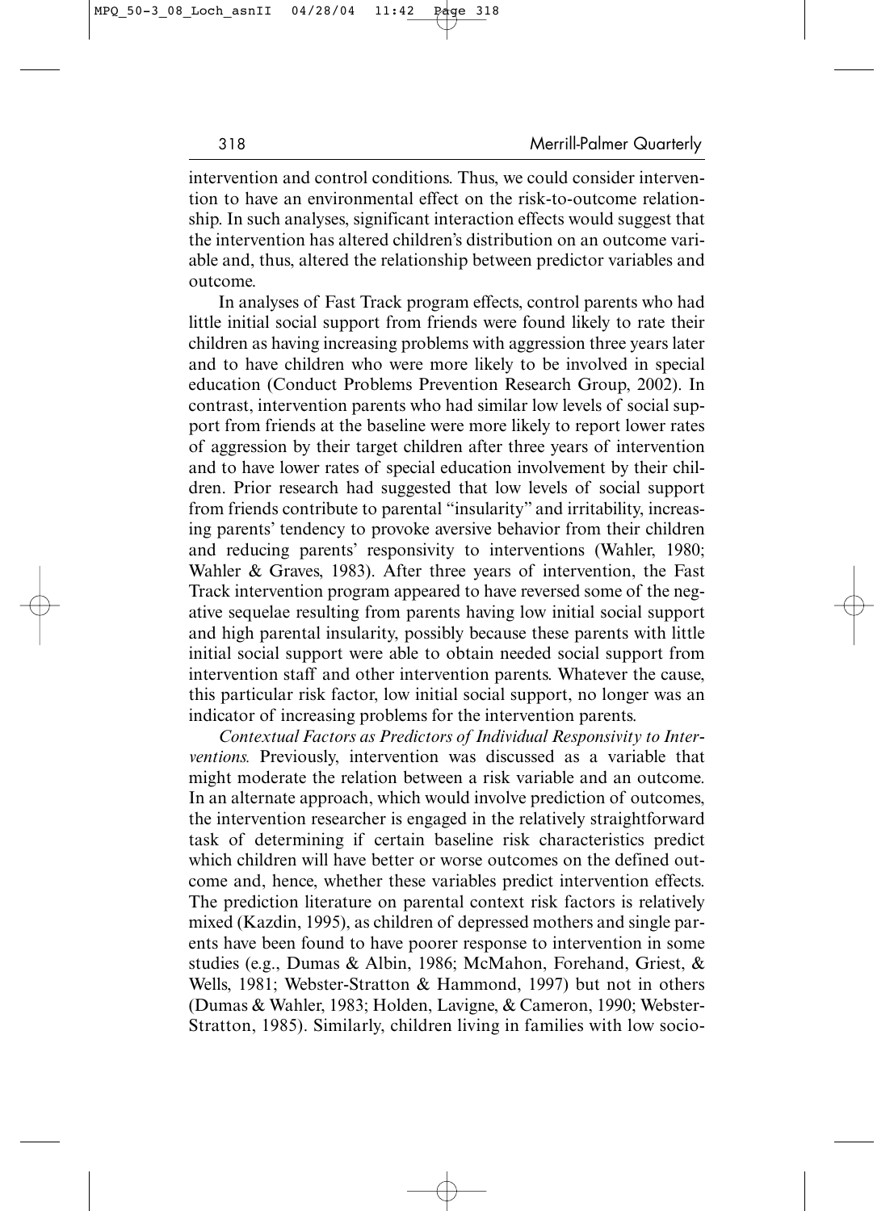intervention and control conditions. Thus, we could consider intervention to have an environmental effect on the risk-to-outcome relationship. In such analyses, significant interaction effects would suggest that the intervention has altered children's distribution on an outcome variable and, thus, altered the relationship between predictor variables and outcome.

In analyses of Fast Track program effects, control parents who had little initial social support from friends were found likely to rate their children as having increasing problems with aggression three years later and to have children who were more likely to be involved in special education (Conduct Problems Prevention Research Group, 2002). In contrast, intervention parents who had similar low levels of social support from friends at the baseline were more likely to report lower rates of aggression by their target children after three years of intervention and to have lower rates of special education involvement by their children. Prior research had suggested that low levels of social support from friends contribute to parental "insularity" and irritability, increasing parents' tendency to provoke aversive behavior from their children and reducing parents' responsivity to interventions (Wahler, 1980; Wahler & Graves, 1983). After three years of intervention, the Fast Track intervention program appeared to have reversed some of the negative sequelae resulting from parents having low initial social support and high parental insularity, possibly because these parents with little initial social support were able to obtain needed social support from intervention staff and other intervention parents. Whatever the cause, this particular risk factor, low initial social support, no longer was an indicator of increasing problems for the intervention parents.

*Contextual Factors as Predictors of Individual Responsivity to Interventions.* Previously, intervention was discussed as a variable that might moderate the relation between a risk variable and an outcome. In an alternate approach, which would involve prediction of outcomes, the intervention researcher is engaged in the relatively straightforward task of determining if certain baseline risk characteristics predict which children will have better or worse outcomes on the defined outcome and, hence, whether these variables predict intervention effects. The prediction literature on parental context risk factors is relatively mixed (Kazdin, 1995), as children of depressed mothers and single parents have been found to have poorer response to intervention in some studies (e.g., Dumas & Albin, 1986; McMahon, Forehand, Griest, & Wells, 1981; Webster-Stratton & Hammond, 1997) but not in others (Dumas & Wahler, 1983; Holden, Lavigne, & Cameron, 1990; Webster-Stratton, 1985). Similarly, children living in families with low socio-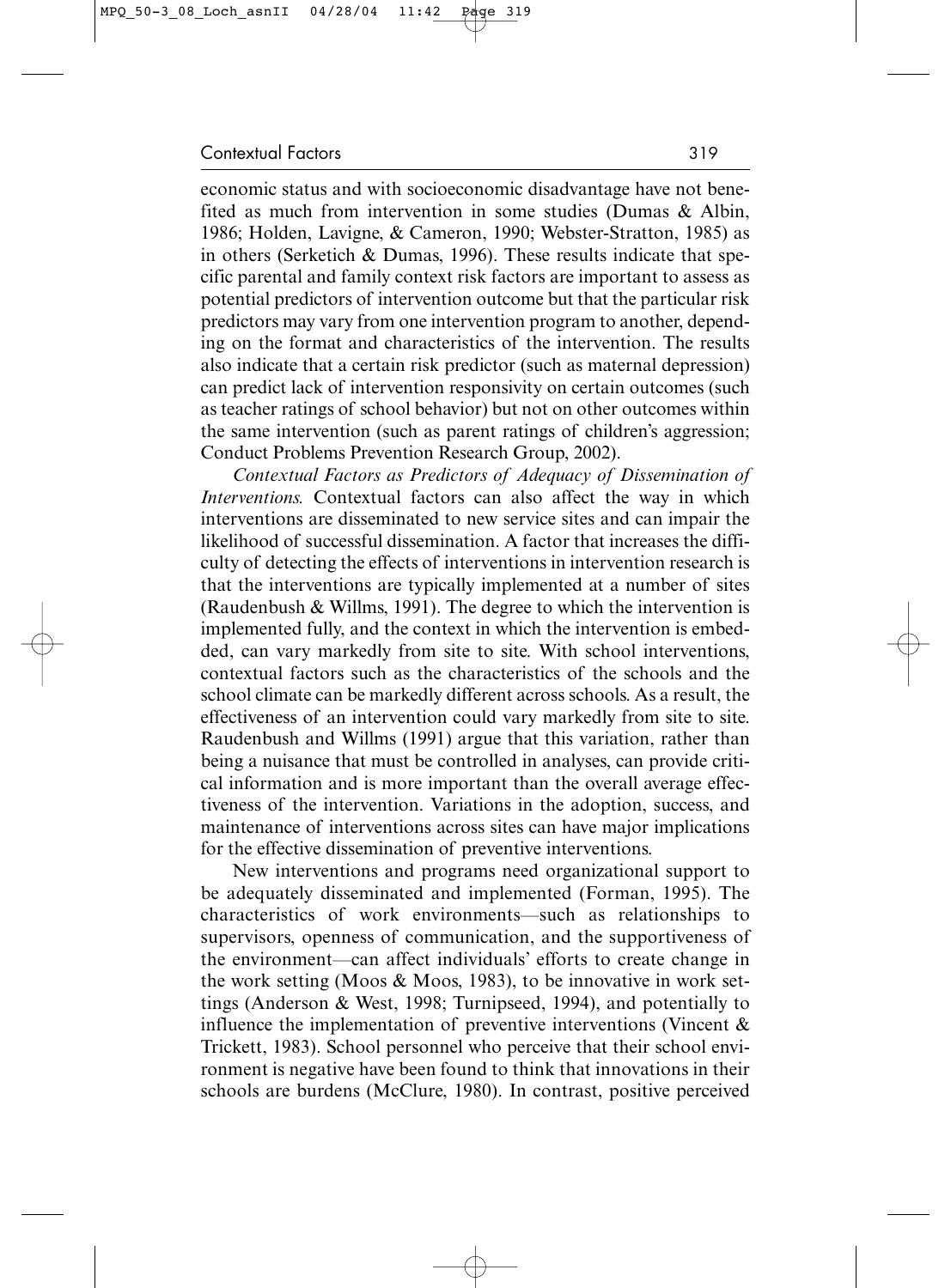economic status and with socioeconomic disadvantage have not benefited as much from intervention in some studies (Dumas & Albin, 1986; Holden, Lavigne, & Cameron, 1990; Webster-Stratton, 1985) as in others (Serketich & Dumas, 1996). These results indicate that specific parental and family context risk factors are important to assess as potential predictors of intervention outcome but that the particular risk predictors may vary from one intervention program to another, depending on the format and characteristics of the intervention. The results also indicate that a certain risk predictor (such as maternal depression) can predict lack of intervention responsivity on certain outcomes (such as teacher ratings of school behavior) but not on other outcomes within the same intervention (such as parent ratings of children's aggression; Conduct Problems Prevention Research Group, 2002).

*Contextual Factors as Predictors of Adequacy of Dissemination of Interventions.* Contextual factors can also affect the way in which interventions are disseminated to new service sites and can impair the likelihood of successful dissemination. A factor that increases the difficulty of detecting the effects of interventions in intervention research is that the interventions are typically implemented at a number of sites (Raudenbush & Willms, 1991). The degree to which the intervention is implemented fully, and the context in which the intervention is embedded, can vary markedly from site to site. With school interventions, contextual factors such as the characteristics of the schools and the school climate can be markedly different across schools. As a result, the effectiveness of an intervention could vary markedly from site to site. Raudenbush and Willms (1991) argue that this variation, rather than being a nuisance that must be controlled in analyses, can provide critical information and is more important than the overall average effectiveness of the intervention. Variations in the adoption, success, and maintenance of interventions across sites can have major implications for the effective dissemination of preventive interventions.

New interventions and programs need organizational support to be adequately disseminated and implemented (Forman, 1995). The characteristics of work environments—such as relationships to supervisors, openness of communication, and the supportiveness of the environment—can affect individuals' efforts to create change in the work setting (Moos & Moos, 1983), to be innovative in work settings (Anderson & West, 1998; Turnipseed, 1994), and potentially to influence the implementation of preventive interventions (Vincent & Trickett, 1983). School personnel who perceive that their school environment is negative have been found to think that innovations in their schools are burdens (McClure, 1980). In contrast, positive perceived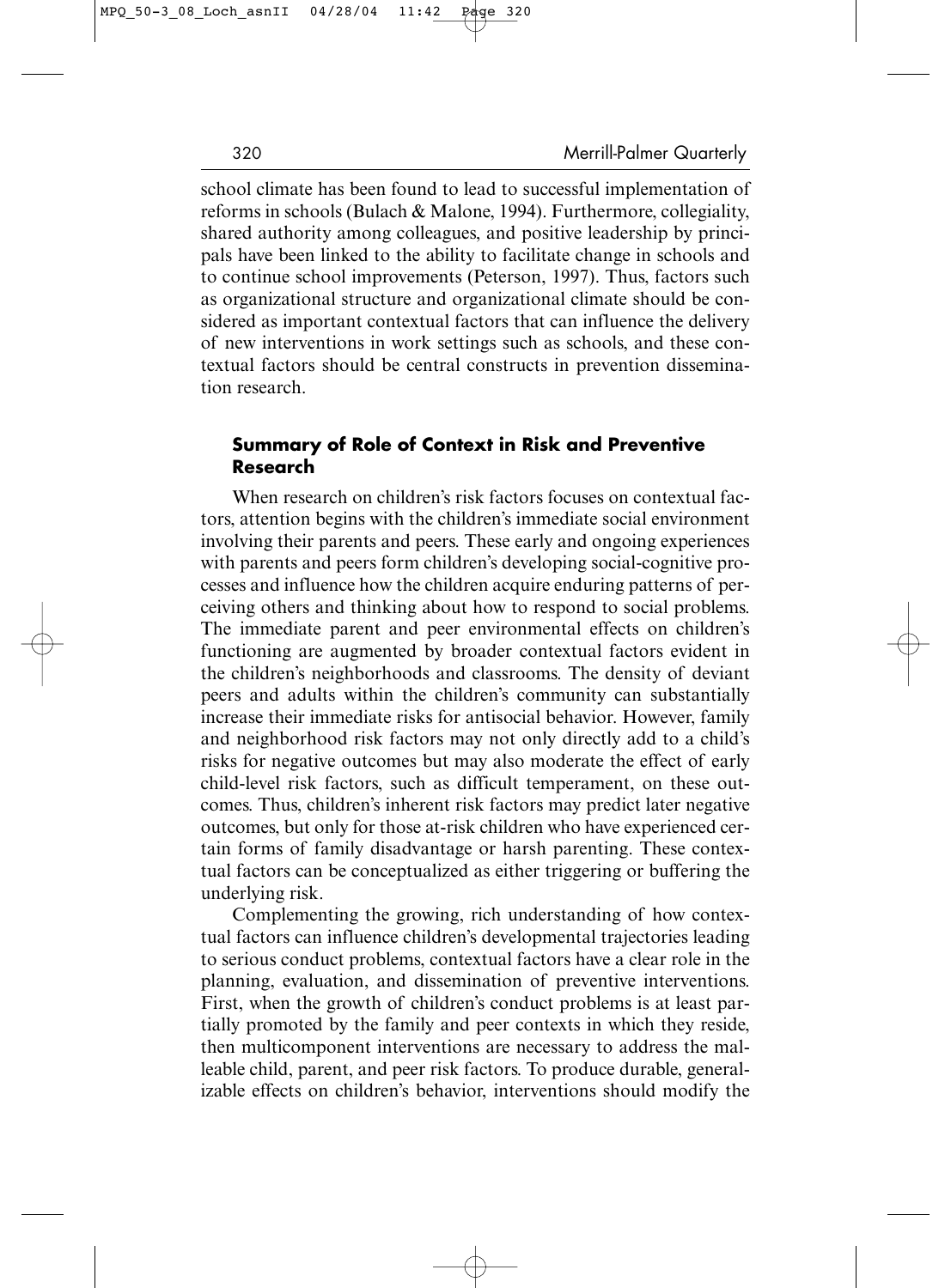school climate has been found to lead to successful implementation of reforms in schools (Bulach & Malone, 1994). Furthermore, collegiality, shared authority among colleagues, and positive leadership by principals have been linked to the ability to facilitate change in schools and to continue school improvements (Peterson, 1997). Thus, factors such as organizational structure and organizational climate should be considered as important contextual factors that can influence the delivery of new interventions in work settings such as schools, and these contextual factors should be central constructs in prevention dissemination research.

### Summary of Role of Context in Risk and Preventive Research

When research on children's risk factors focuses on contextual factors, attention begins with the children's immediate social environment involving their parents and peers. These early and ongoing experiences with parents and peers form children's developing social-cognitive processes and influence how the children acquire enduring patterns of perceiving others and thinking about how to respond to social problems. The immediate parent and peer environmental effects on children's functioning are augmented by broader contextual factors evident in the children's neighborhoods and classrooms. The density of deviant peers and adults within the children's community can substantially increase their immediate risks for antisocial behavior. However, family and neighborhood risk factors may not only directly add to a child's risks for negative outcomes but may also moderate the effect of early child-level risk factors, such as difficult temperament, on these outcomes. Thus, children's inherent risk factors may predict later negative outcomes, but only for those at-risk children who have experienced certain forms of family disadvantage or harsh parenting. These contextual factors can be conceptualized as either triggering or buffering the underlying risk.

Complementing the growing, rich understanding of how contextual factors can influence children's developmental trajectories leading to serious conduct problems, contextual factors have a clear role in the planning, evaluation, and dissemination of preventive interventions. First, when the growth of children's conduct problems is at least partially promoted by the family and peer contexts in which they reside, then multicomponent interventions are necessary to address the malleable child, parent, and peer risk factors. To produce durable, generalizable effects on children's behavior, interventions should modify the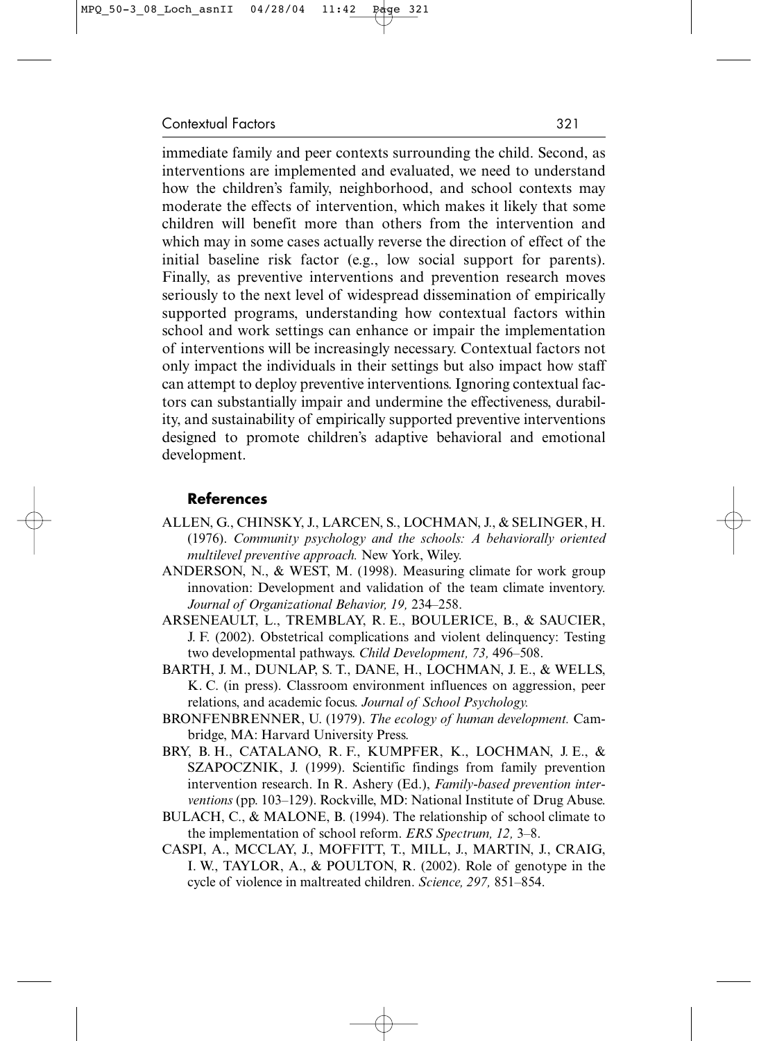immediate family and peer contexts surrounding the child. Second, as interventions are implemented and evaluated, we need to understand how the children's family, neighborhood, and school contexts may moderate the effects of intervention, which makes it likely that some children will benefit more than others from the intervention and which may in some cases actually reverse the direction of effect of the initial baseline risk factor (e.g., low social support for parents). Finally, as preventive interventions and prevention research moves seriously to the next level of widespread dissemination of empirically supported programs, understanding how contextual factors within school and work settings can enhance or impair the implementation of interventions will be increasingly necessary. Contextual factors not only impact the individuals in their settings but also impact how staff can attempt to deploy preventive interventions. Ignoring contextual factors can substantially impair and undermine the effectiveness, durability, and sustainability of empirically supported preventive interventions designed to promote children's adaptive behavioral and emotional development.

## References

ALLEN, G., CHINSKY, J., LARCEN, S., LOCHMAN, J., & SELINGER, H. (1976). *Community psychology and the schools: A behaviorally oriented multilevel preventive approach.* New York, Wiley.

ANDERSON, N., & WEST, M. (1998). Measuring climate for work group innovation: Development and validation of the team climate inventory. *Journal of Organizational Behavior, 19,* 234–258.

ARSENEAULT, L., TREMBLAY, R. E., BOULERICE, B., & SAUCIER, J. F. (2002). Obstetrical complications and violent delinquency: Testing two developmental pathways. *Child Development, 73,* 496–508.

BARTH, J. M., DUNLAP, S. T., DANE, H., LOCHMAN, J. E., & WELLS, K. C. (in press). Classroom environment influences on aggression, peer relations, and academic focus. *Journal of School Psychology.*

BRONFENBRENNER, U. (1979). *The ecology of human development.* Cambridge, MA: Harvard University Press.

BRY, B. H., CATALANO, R. F., KUMPFER, K., LOCHMAN, J. E., & SZAPOCZNIK, J. (1999). Scientific findings from family prevention intervention research. In R. Ashery (Ed.), *Family-based prevention interventions* (pp. 103–129). Rockville, MD: National Institute of Drug Abuse.

BULACH, C., & MALONE, B. (1994). The relationship of school climate to the implementation of school reform. *ERS Spectrum, 12,* 3–8.

CASPI, A., MCCLAY, J., MOFFITT, T., MILL, J., MARTIN, J., CRAIG, I. W., TAYLOR, A., & POULTON, R. (2002). Role of genotype in the cycle of violence in maltreated children. *Science, 297,* 851–854.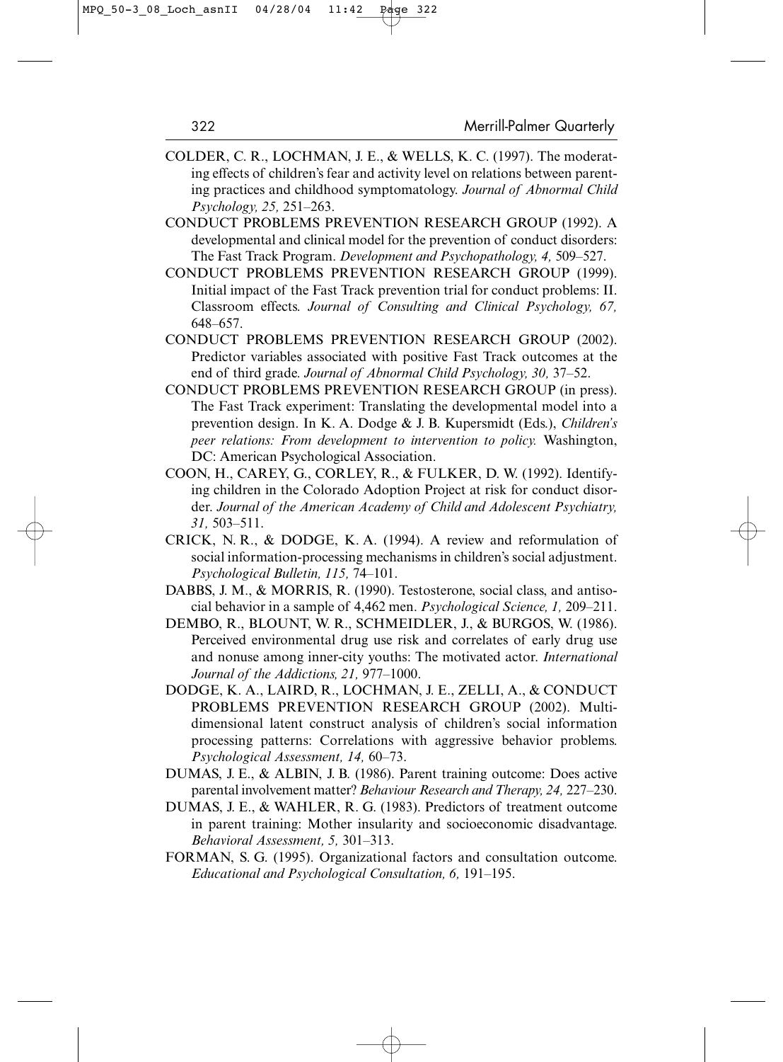COLDER, C. R., LOCHMAN, J. E., & WELLS, K. C. (1997). The moderating effects of children's fear and activity level on relations between parenting practices and childhood symptomatology. *Journal of Abnormal Child Psychology, 25,* 251–263.

CONDUCT PROBLEMS PREVENTION RESEARCH GROUP (1992). A developmental and clinical model for the prevention of conduct disorders: The Fast Track Program. *Development and Psychopathology, 4,* 509–527.

CONDUCT PROBLEMS PREVENTION RESEARCH GROUP (1999). Initial impact of the Fast Track prevention trial for conduct problems: II. Classroom effects. *Journal of Consulting and Clinical Psychology, 67,* 648–657.

CONDUCT PROBLEMS PREVENTION RESEARCH GROUP (2002). Predictor variables associated with positive Fast Track outcomes at the end of third grade. *Journal of Abnormal Child Psychology, 30,* 37–52.

CONDUCT PROBLEMS PREVENTION RESEARCH GROUP (in press). The Fast Track experiment: Translating the developmental model into a prevention design. In K. A. Dodge & J. B. Kupersmidt (Eds.), *Children's peer relations: From development to intervention to policy.* Washington, DC: American Psychological Association.

COON, H., CAREY, G., CORLEY, R., & FULKER, D. W. (1992). Identifying children in the Colorado Adoption Project at risk for conduct disorder. *Journal of the American Academy of Child and Adolescent Psychiatry, 31,* 503–511.

CRICK, N. R., & DODGE, K. A. (1994). A review and reformulation of social information-processing mechanisms in children's social adjustment. *Psychological Bulletin, 115,* 74–101.

DABBS, J. M., & MORRIS, R. (1990). Testosterone, social class, and antisocial behavior in a sample of 4,462 men. *Psychological Science, 1,* 209–211.

DEMBO, R., BLOUNT, W. R., SCHMEIDLER, J., & BURGOS, W. (1986). Perceived environmental drug use risk and correlates of early drug use and nonuse among inner-city youths: The motivated actor. *International Journal of the Addictions, 21,* 977–1000.

DODGE, K. A., LAIRD, R., LOCHMAN, J. E., ZELLI, A., & CONDUCT PROBLEMS PREVENTION RESEARCH GROUP (2002). Multidimensional latent construct analysis of children's social information processing patterns: Correlations with aggressive behavior problems. *Psychological Assessment, 14,* 60–73.

DUMAS, J. E., & ALBIN, J. B. (1986). Parent training outcome: Does active parental involvement matter? *Behaviour Research and Therapy, 24,* 227–230.

DUMAS, J. E., & WAHLER, R. G. (1983). Predictors of treatment outcome in parent training: Mother insularity and socioeconomic disadvantage. *Behavioral Assessment, 5,* 301–313.

FORMAN, S. G. (1995). Organizational factors and consultation outcome. *Educational and Psychological Consultation, 6,* 191–195.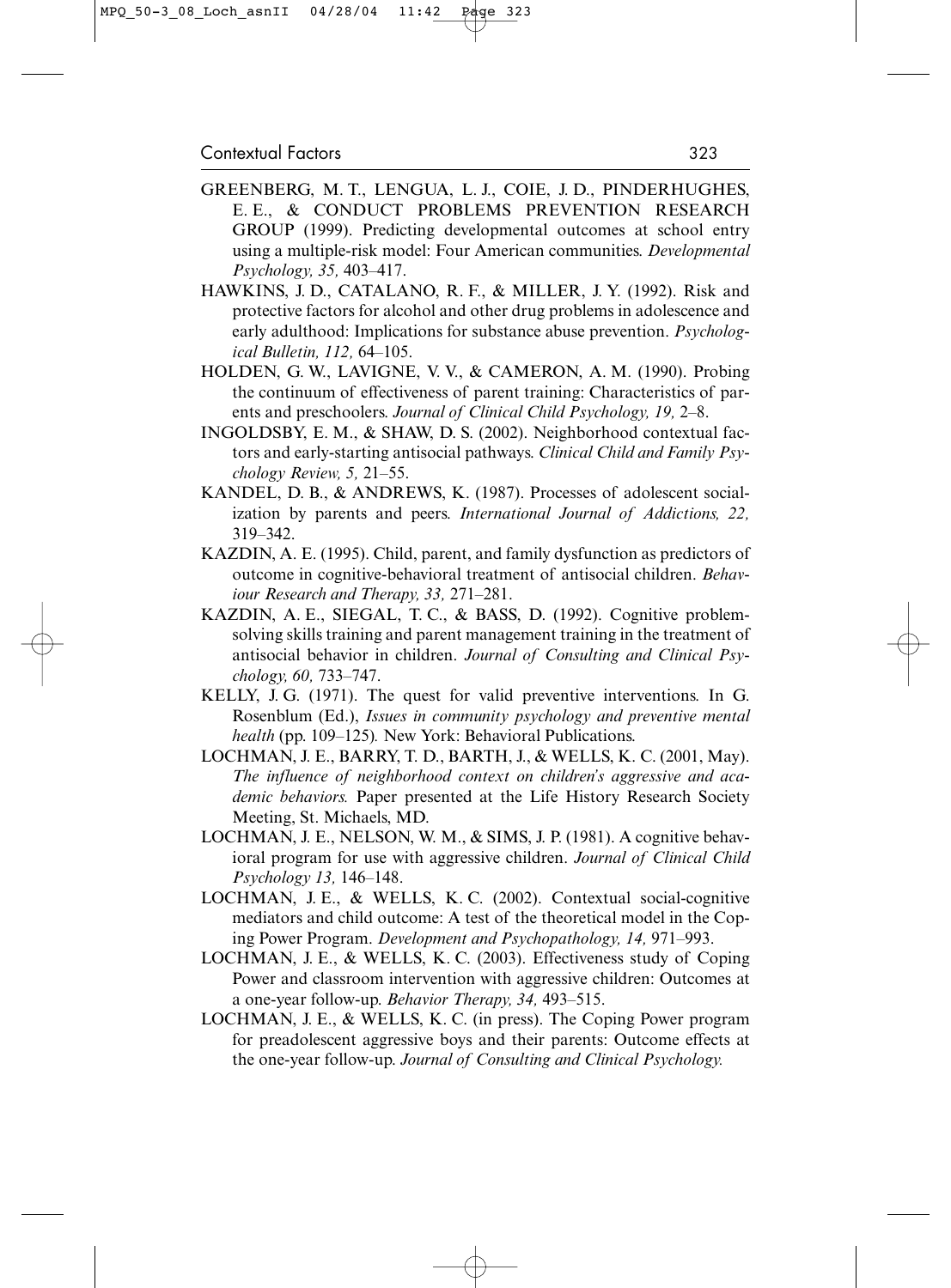GREENBERG, M. T., LENGUA, L. J., COIE, J. D., PINDERHUGHES, E. E., & CONDUCT PROBLEMS PREVENTION RESEARCH GROUP (1999). Predicting developmental outcomes at school entry using a multiple-risk model: Four American communities. *Developmental Psychology, 35,* 403–417.

HAWKINS, J. D., CATALANO, R. F., & MILLER, J. Y. (1992). Risk and protective factors for alcohol and other drug problems in adolescence and early adulthood: Implications for substance abuse prevention. *Psychological Bulletin, 112,* 64–105.

HOLDEN, G. W., LAVIGNE, V. V., & CAMERON, A. M. (1990). Probing the continuum of effectiveness of parent training: Characteristics of parents and preschoolers. *Journal of Clinical Child Psychology, 19,* 2–8.

INGOLDSBY, E. M., & SHAW, D. S. (2002). Neighborhood contextual factors and early-starting antisocial pathways. *Clinical Child and Family Psychology Review, 5,* 21–55.

KANDEL, D. B., & ANDREWS, K. (1987). Processes of adolescent socialization by parents and peers. *International Journal of Addictions, 22,* 319–342.

KAZDIN, A. E. (1995). Child, parent, and family dysfunction as predictors of outcome in cognitive-behavioral treatment of antisocial children. *Behaviour Research and Therapy, 33,* 271–281.

KAZDIN, A. E., SIEGAL, T. C., & BASS, D. (1992). Cognitive problem-solving skills training and parent management training in the treatment of antisocial behavior in children. *Journal of Consulting and Clinical Psychology, 60,* 733–747.

KELLY, J. G. (1971). The quest for valid preventive interventions. In G. Rosenblum (Ed.), *Issues in community psychology and preventive mental health* (pp. 109–125)*.* New York: Behavioral Publications.

LOCHMAN, J. E., BARRY, T. D., BARTH, J., & WELLS, K. C. (2001, May). *The influence of neighborhood context on children's aggressive and academic behaviors.* Paper presented at the Life History Research Society Meeting, St. Michaels, MD.

LOCHMAN, J. E., NELSON, W. M., & SIMS, J. P. (1981). A cognitive behavioral program for use with aggressive children. *Journal of Clinical Child Psychology 13,* 146–148.

LOCHMAN, J. E., & WELLS, K. C. (2002). Contextual social-cognitive mediators and child outcome: A test of the theoretical model in the Coping Power Program. *Development and Psychopathology, 14,* 971–993.

LOCHMAN, J. E., & WELLS, K. C. (2003). Effectiveness study of Coping Power and classroom intervention with aggressive children: Outcomes at a one-year follow-up. *Behavior Therapy, 34,* 493–515.

LOCHMAN, J. E., & WELLS, K. C. (in press). The Coping Power program for preadolescent aggressive boys and their parents: Outcome effects at the one-year follow-up. *Journal of Consulting and Clinical Psychology.*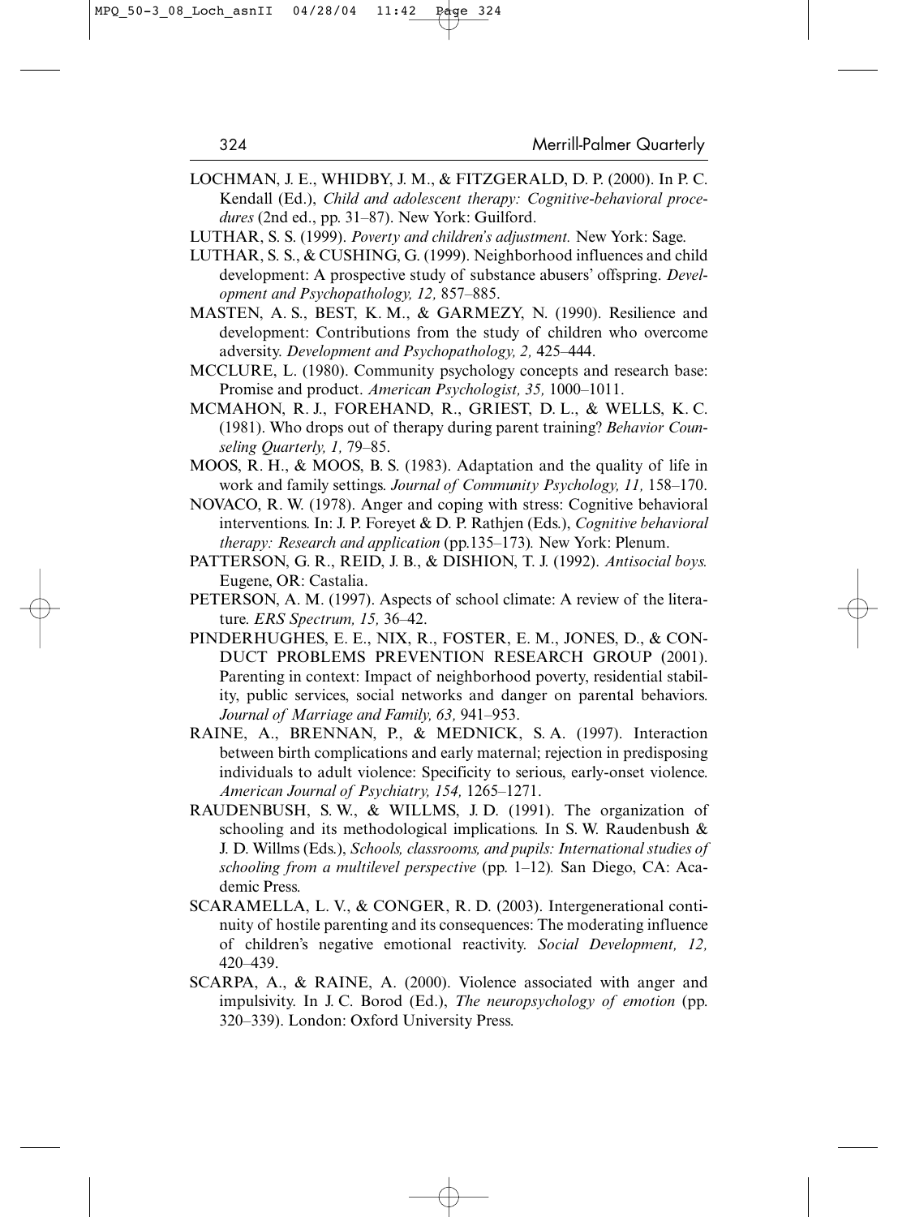LOCHMAN, J. E., WHIDBY, J. M., & FITZGERALD, D. P. (2000). In P. C. Kendall (Ed.), *Child and adolescent therapy: Cognitive-behavioral procedures* (2nd ed., pp. 31–87). New York: Guilford.

LUTHAR, S. S. (1999). *Poverty and children's adjustment.* New York: Sage.

LUTHAR, S. S., & CUSHING, G. (1999). Neighborhood influences and child development: A prospective study of substance abusers' offspring. *Development and Psychopathology, 12,* 857–885.

MASTEN, A. S., BEST, K. M., & GARMEZY, N. (1990). Resilience and development: Contributions from the study of children who overcome adversity. *Development and Psychopathology, 2,* 425–444.

MCCLURE, L. (1980). Community psychology concepts and research base: Promise and product. *American Psychologist, 35,* 1000–1011.

MCMAHON, R. J., FOREHAND, R., GRIEST, D. L., & WELLS, K. C. (1981). Who drops out of therapy during parent training? *Behavior Counseling Quarterly, 1,* 79–85.

MOOS, R. H., & MOOS, B. S. (1983). Adaptation and the quality of life in work and family settings. *Journal of Community Psychology, 11,* 158–170.

NOVACO, R. W. (1978). Anger and coping with stress: Cognitive behavioral interventions. In: J. P. Foreyet & D. P. Rathjen (Eds.), *Cognitive behavioral therapy: Research and application* (pp.135–173)*.* New York: Plenum.

PATTERSON, G. R., REID, J. B., & DISHION, T. J. (1992). *Antisocial boys.* Eugene, OR: Castalia.

PETERSON, A. M. (1997). Aspects of school climate: A review of the literature. *ERS Spectrum, 15,* 36–42.

PINDERHUGHES, E. E., NIX, R., FOSTER, E. M., JONES, D., & CONDUCT PROBLEMS PREVENTION RESEARCH GROUP (2001). Parenting in context: Impact of neighborhood poverty, residential stability, public services, social networks and danger on parental behaviors. *Journal of Marriage and Family, 63,* 941–953.

RAINE, A., BRENNAN, P., & MEDNICK, S. A. (1997). Interaction between birth complications and early maternal; rejection in predisposing individuals to adult violence: Specificity to serious, early-onset violence. *American Journal of Psychiatry, 154,* 1265–1271.

RAUDENBUSH, S. W., & WILLMS, J. D. (1991). The organization of schooling and its methodological implications. In S. W. Raudenbush & J. D. Willms (Eds.), *Schools, classrooms, and pupils: International studies of schooling from a multilevel perspective* (pp. 1–12)*.* San Diego, CA: Academic Press.

SCARAMELLA, L. V., & CONGER, R. D. (2003). Intergenerational continuity of hostile parenting and its consequences: The moderating influence of children's negative emotional reactivity. *Social Development, 12,* 420–439.

SCARPA, A., & RAINE, A. (2000). Violence associated with anger and impulsivity. In J. C. Borod (Ed.), *The neuropsychology of emotion* (pp. 320–339). London: Oxford University Press.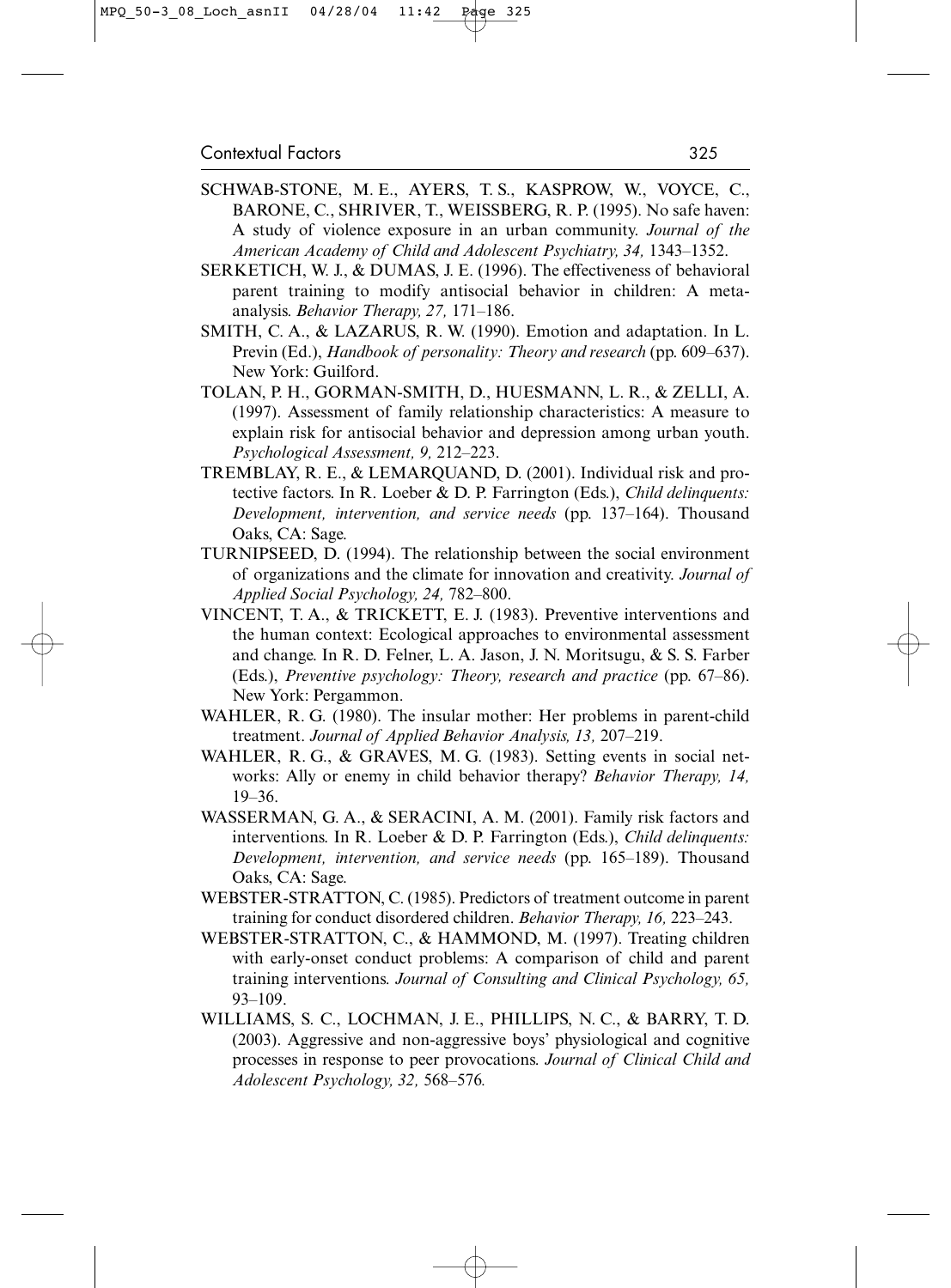SCHWAB-STONE, M. E., AYERS, T. S., KASPROW, W., VOYCE, C., BARONE, C., SHRIVER, T., WEISSBERG, R. P. (1995). No safe haven: A study of violence exposure in an urban community. *Journal of the American Academy of Child and Adolescent Psychiatry, 34,* 1343–1352.

SERKETICH, W. J., & DUMAS, J. E. (1996). The effectiveness of behavioral parent training to modify antisocial behavior in children: A meta-analysis. *Behavior Therapy, 27,* 171–186.

SMITH, C. A., & LAZARUS, R. W. (1990). Emotion and adaptation. In L. Previn (Ed.), *Handbook of personality: Theory and research* (pp. 609–637). New York: Guilford.

TOLAN, P. H., GORMAN-SMITH, D., HUESMANN, L. R., & ZELLI, A. (1997). Assessment of family relationship characteristics: A measure to explain risk for antisocial behavior and depression among urban youth. *Psychological Assessment, 9,* 212–223.

TREMBLAY, R. E., & LEMARQUAND, D. (2001). Individual risk and protective factors. In R. Loeber & D. P. Farrington (Eds.), *Child delinquents: Development, intervention, and service needs* (pp. 137–164). Thousand Oaks, CA: Sage.

TURNIPSEED, D. (1994). The relationship between the social environment of organizations and the climate for innovation and creativity. *Journal of Applied Social Psychology, 24,* 782–800.

VINCENT, T. A., & TRICKETT, E. J. (1983). Preventive interventions and the human context: Ecological approaches to environmental assessment and change. In R. D. Felner, L. A. Jason, J. N. Moritsugu, & S. S. Farber (Eds.), *Preventive psychology: Theory, research and practice* (pp. 67–86). New York: Pergamon.

WAHLER, R. G. (1980). The insular mother: Her problems in parent-child treatment. *Journal of Applied Behavior Analysis, 13,* 207–219.

WAHLER, R. G., & GRAVES, M. G. (1983). Setting events in social networks: Ally or enemy in child behavior therapy? *Behavior Therapy, 14,* 19–36.

WASSERMAN, G. A., & SERACINI, A. M. (2001). Family risk factors and interventions. In R. Loeber & D. P. Farrington (Eds.), *Child delinquents: Development, intervention, and service needs* (pp. 165–189). Thousand Oaks, CA: Sage.

WEBSTER-STRATTON, C. (1985). Predictors of treatment outcome in parent training for conduct disordered children. *Behavior Therapy, 16,* 223–243.

WEBSTER-STRATTON, C., & HAMMOND, M. (1997). Treating children with early-onset conduct problems: A comparison of child and parent training interventions. *Journal of Consulting and Clinical Psychology, 65,* 93–109.

WILLIAMS, S. C., LOCHMAN, J. E., PHILLIPS, N. C., & BARRY, T. D. (2003). Aggressive and non-aggressive boys' physiological and cognitive processes in response to peer provocations. *Journal of Clinical Child and Adolescent Psychology, 32,* 568–576.